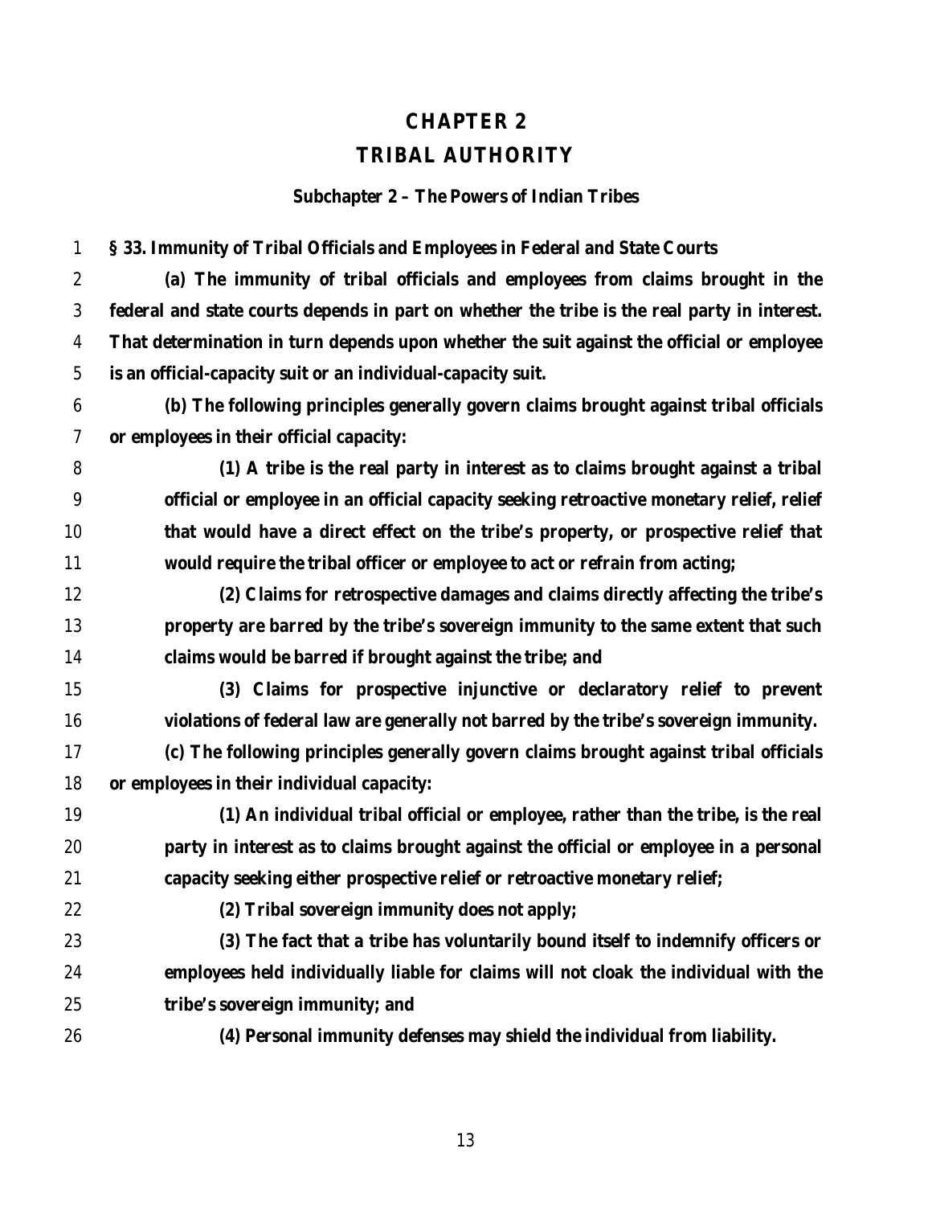# CHAPTER 2

# TRIBAL AUTHORITY

## Subchapter 2 – The Powers of Indian Tribes

### § 33. Immunity of Tribal Officials and Employees in Federal and State Courts

**(a) The immunity of tribal officials and employees from claims brought in the federal and state courts depends in part on whether the tribe is the real party in interest. That determination in turn depends upon whether the suit against the official or employee is an official-capacity suit or an individual-capacity suit.**

**(b) The following principles generally govern claims brought against tribal officials or employees in their official capacity:**

> **(1) A tribe is the real party in interest as to claims brought against a tribal official or employee in an official capacity seeking retroactive monetary relief, relief that would have a direct effect on the tribe's property, or prospective relief that would require the tribal officer or employee to act or refrain from acting;**
>
> **(2) Claims for retrospective damages and claims directly affecting the tribe's property are barred by the tribe's sovereign immunity to the same extent that such claims would be barred if brought against the tribe; and**
>
> **(3) Claims for prospective injunctive or declaratory relief to prevent violations of federal law are generally not barred by the tribe's sovereign immunity.**

**(c) The following principles generally govern claims brought against tribal officials or employees in their individual capacity:**

> **(1) An individual tribal official or employee, rather than the tribe, is the real party in interest as to claims brought against the official or employee in a personal capacity seeking either prospective relief or retroactive monetary relief;**
>
> **(2) Tribal sovereign immunity does not apply;**
>
> **(3) The fact that a tribe has voluntarily bound itself to indemnify officers or employees held individually liable for claims will not cloak the individual with the tribe's sovereign immunity; and**
>
> **(4) Personal immunity defenses may shield the individual from liability.**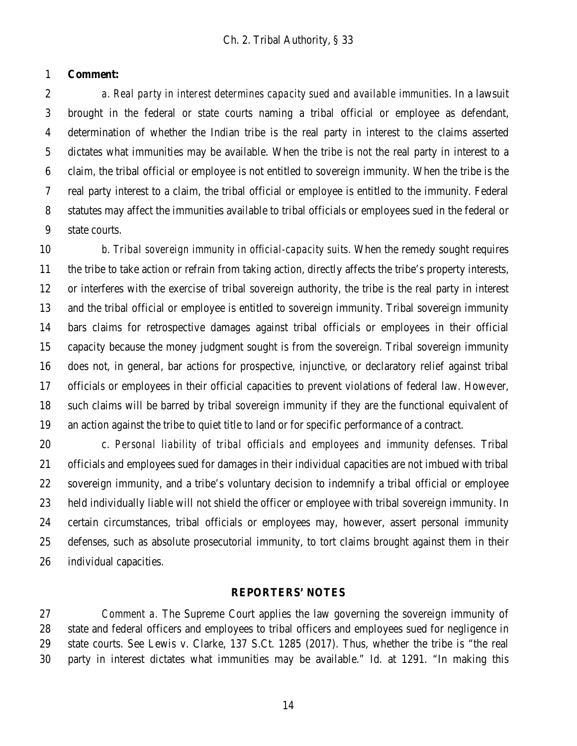**Comment:**

*a. Real party in interest determines capacity sued and available immunities*. In a lawsuit brought in the federal or state courts naming a tribal official or employee as defendant, determination of whether the Indian tribe is the real party in interest to the claims asserted dictates what immunities may be available. When the tribe is not the real party in interest to a claim, the tribal official or employee is not entitled to sovereign immunity. When the tribe is the real party interest to a claim, the tribal official or employee is entitled to the immunity. Federal statutes may affect the immunities available to tribal officials or employees sued in the federal or state courts.

*b. Tribal sovereign immunity in official-capacity suits*. When the remedy sought requires the tribe to take action or refrain from taking action, directly affects the tribe's property interests, or interferes with the exercise of tribal sovereign authority, the tribe is the real party in interest and the tribal official or employee is entitled to sovereign immunity. Tribal sovereign immunity bars claims for retrospective damages against tribal officials or employees in their official capacity because the money judgment sought is from the sovereign. Tribal sovereign immunity does not, in general, bar actions for prospective, injunctive, or declaratory relief against tribal officials or employees in their official capacities to prevent violations of federal law. However, such claims will be barred by tribal sovereign immunity if they are the functional equivalent of an action against the tribe to quiet title to land or for specific performance of a contract.

*c. Personal liability of tribal officials and employees and immunity defenses*. Tribal officials and employees sued for damages in their individual capacities are not imbued with tribal sovereign immunity, and a tribe's voluntary decision to indemnify a tribal official or employee held individually liable will not shield the officer or employee with tribal sovereign immunity. In certain circumstances, tribal officials or employees may, however, assert personal immunity defenses, such as absolute prosecutorial immunity, to tort claims brought against them in their individual capacities.

## REPORTERS' NOTES

*Comment a*. The Supreme Court applies the law governing the sovereign immunity of state and federal officers and employees to tribal officers and employees sued for negligence in state courts. See Lewis v. Clarke, 137 S.Ct. 1285 (2017). Thus, whether the tribe is "the real party in interest dictates what immunities may be available." Id. at 1291. "In making this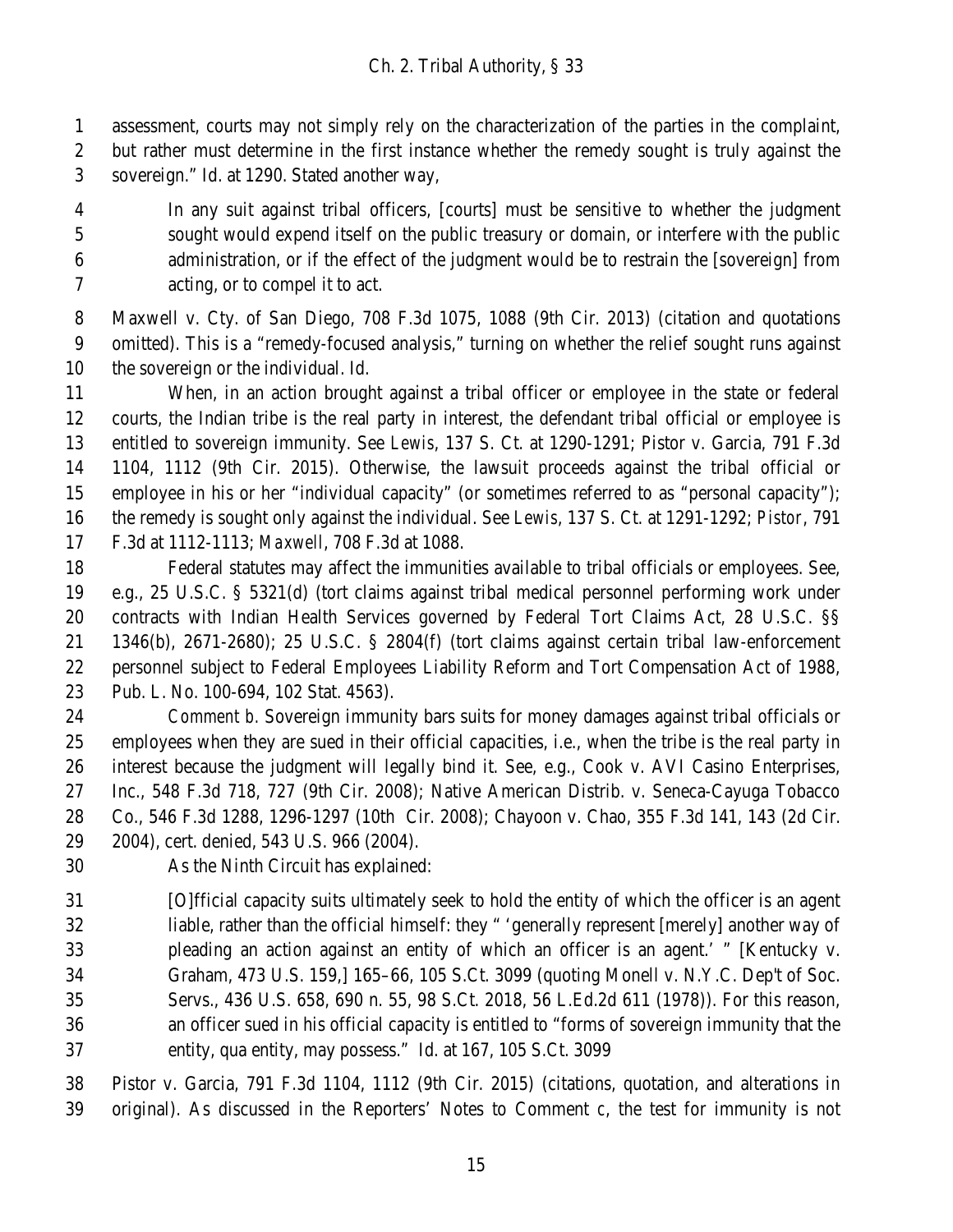assessment, courts may not simply rely on the characterization of the parties in the complaint, but rather must determine in the first instance whether the remedy sought is truly against the sovereign." Id. at 1290. Stated another way,

> In any suit against tribal officers, [courts] must be sensitive to whether the judgment sought would expend itself on the public treasury or domain, or interfere with the public administration, or if the effect of the judgment would be to restrain the [sovereign] from acting, or to compel it to act.

Maxwell v. Cty. of San Diego, 708 F.3d 1075, 1088 (9th Cir. 2013) (citation and quotations omitted). This is a "remedy-focused analysis," turning on whether the relief sought runs against the sovereign or the individual. Id.

When, in an action brought against a tribal officer or employee in the state or federal courts, the Indian tribe is the real party in interest, the defendant tribal official or employee is entitled to sovereign immunity. See *Lewis*, 137 S. Ct. at 1290-1291; Pistor v. Garcia, 791 F.3d 1104, 1112 (9th Cir. 2015). Otherwise, the lawsuit proceeds against the tribal official or employee in his or her "individual capacity" (or sometimes referred to as "personal capacity"); the remedy is sought only against the individual. See *Lewis*, 137 S. Ct. at 1291-1292; *Pistor*, 791 F.3d at 1112-1113; *Maxwell*, 708 F.3d at 1088.

Federal statutes may affect the immunities available to tribal officials or employees. See, e.g., 25 U.S.C. § 5321(d) (tort claims against tribal medical personnel performing work under contracts with Indian Health Services governed by Federal Tort Claims Act, 28 U.S.C. §§ 1346(b), 2671-2680); 25 U.S.C. § 2804(f) (tort claims against certain tribal law-enforcement personnel subject to Federal Employees Liability Reform and Tort Compensation Act of 1988, Pub. L. No. 100-694, 102 Stat. 4563).

*Comment b*. Sovereign immunity bars suits for money damages against tribal officials or employees when they are sued in their official capacities, i.e., when the tribe is the real party in interest because the judgment will legally bind it. See, e.g., Cook v. AVI Casino Enterprises, Inc., 548 F.3d 718, 727 (9th Cir. 2008); Native American Distrib. v. Seneca-Cayuga Tobacco Co., 546 F.3d 1288, 1296-1297 (10th Cir. 2008); Chayoon v. Chao, 355 F.3d 141, 143 (2d Cir. 2004), cert. denied, 543 U.S. 966 (2004).

As the Ninth Circuit has explained:

> [O]fficial capacity suits ultimately seek to hold the entity of which the officer is an agent liable, rather than the official himself: they " 'generally represent [merely] another way of pleading an action against an entity of which an officer is an agent.' " [Kentucky v. Graham, 473 U.S. 159,] 165–66, 105 S.Ct. 3099 (quoting Monell v. N.Y.C. Dep't of Soc. Servs., 436 U.S. 658, 690 n. 55, 98 S.Ct. 2018, 56 L.Ed.2d 611 (1978)). For this reason, an officer sued in his official capacity is entitled to "forms of sovereign immunity that the entity, qua entity, may possess." Id. at 167, 105 S.Ct. 3099

Pistor v. Garcia, 791 F.3d 1104, 1112 (9th Cir. 2015) (citations, quotation, and alterations in original). As discussed in the Reporters' Notes to Comment *c*, the test for immunity is not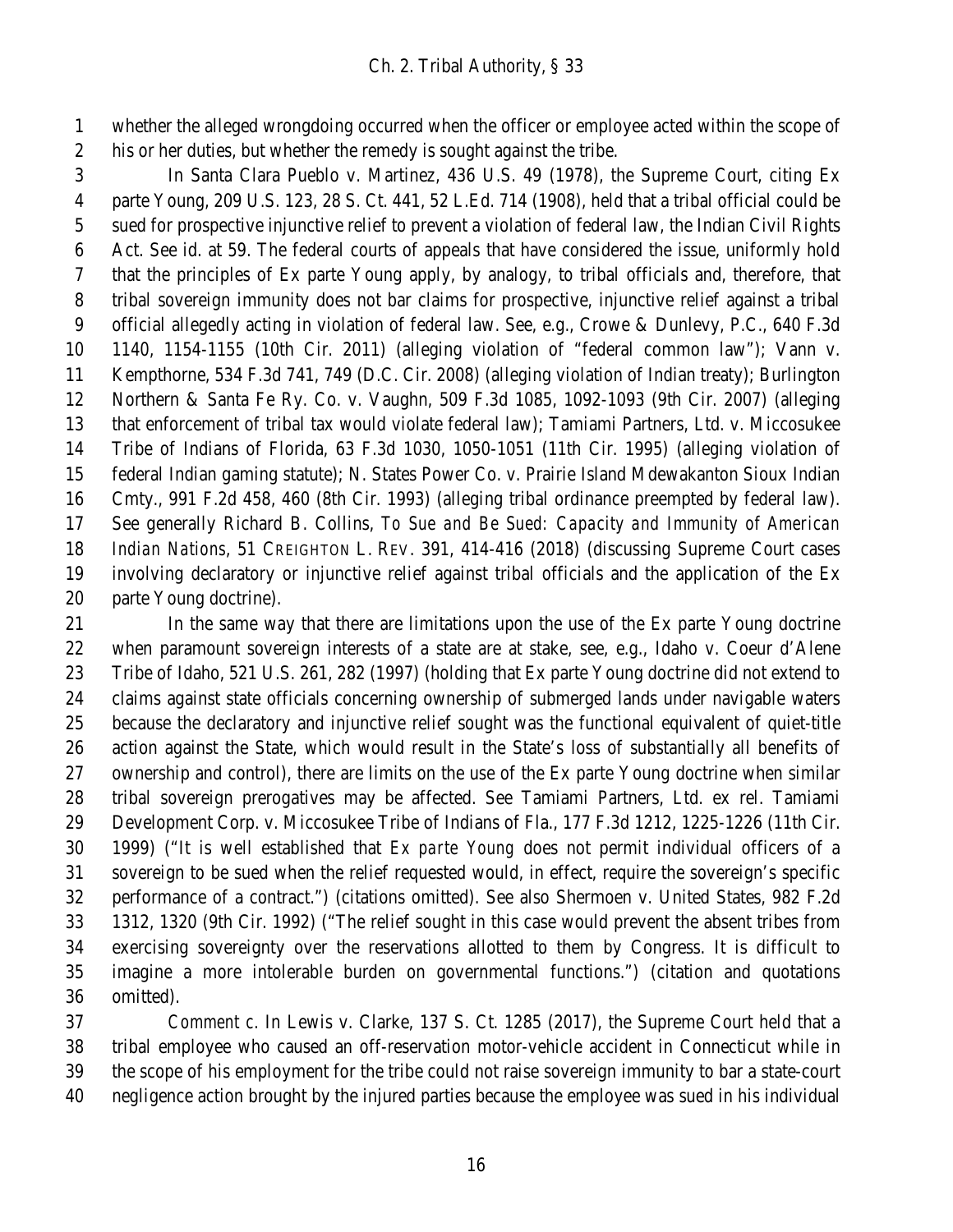whether the alleged wrongdoing occurred when the officer or employee acted within the scope of his or her duties, but whether the remedy is sought against the tribe.

In Santa Clara Pueblo v. Martinez, 436 U.S. 49 (1978), the Supreme Court, citing Ex parte Young, 209 U.S. 123, 28 S. Ct. 441, 52 L.Ed. 714 (1908), held that a tribal official could be sued for prospective injunctive relief to prevent a violation of federal law, the Indian Civil Rights Act. See id. at 59. The federal courts of appeals that have considered the issue, uniformly hold that the principles of Ex parte Young apply, by analogy, to tribal officials and, therefore, that tribal sovereign immunity does not bar claims for prospective, injunctive relief against a tribal official allegedly acting in violation of federal law. See, e.g., Crowe & Dunlevy, P.C., 640 F.3d 1140, 1154-1155 (10th Cir. 2011) (alleging violation of "federal common law"); Vann v. Kempthorne, 534 F.3d 741, 749 (D.C. Cir. 2008) (alleging violation of Indian treaty); Burlington Northern & Santa Fe Ry. Co. v. Vaughn, 509 F.3d 1085, 1092-1093 (9th Cir. 2007) (alleging that enforcement of tribal tax would violate federal law); Tamiami Partners, Ltd. v. Miccosukee Tribe of Indians of Florida, 63 F.3d 1030, 1050-1051 (11th Cir. 1995) (alleging violation of federal Indian gaming statute); N. States Power Co. v. Prairie Island Mdewakanton Sioux Indian Cmty., 991 F.2d 458, 460 (8th Cir. 1993) (alleging tribal ordinance preempted by federal law). See generally Richard B. Collins, *To Sue and Be Sued: Capacity and Immunity of American Indian Nations*, 51 CREIGHTON L. REV. 391, 414-416 (2018) (discussing Supreme Court cases involving declaratory or injunctive relief against tribal officials and the application of the Ex parte Young doctrine).

In the same way that there are limitations upon the use of the Ex parte Young doctrine when paramount sovereign interests of a state are at stake, see, e.g., Idaho v. Coeur d'Alene Tribe of Idaho, 521 U.S. 261, 282 (1997) (holding that Ex parte Young doctrine did not extend to claims against state officials concerning ownership of submerged lands under navigable waters because the declaratory and injunctive relief sought was the functional equivalent of quiet-title action against the State, which would result in the State's loss of substantially all benefits of ownership and control), there are limits on the use of the Ex parte Young doctrine when similar tribal sovereign prerogatives may be affected. See Tamiami Partners, Ltd. ex rel. Tamiami Development Corp. v. Miccosukee Tribe of Indians of Fla., 177 F.3d 1212, 1225-1226 (11th Cir. 1999) ("It is well established that *Ex parte Young* does not permit individual officers of a sovereign to be sued when the relief requested would, in effect, require the sovereign's specific performance of a contract.") (citations omitted). See also Shermoen v. United States, 982 F.2d 1312, 1320 (9th Cir. 1992) ("The relief sought in this case would prevent the absent tribes from exercising sovereignty over the reservations allotted to them by Congress. It is difficult to imagine a more intolerable burden on governmental functions.") (citation and quotations omitted).

*Comment c*. In Lewis v. Clarke, 137 S. Ct. 1285 (2017), the Supreme Court held that a tribal employee who caused an off-reservation motor-vehicle accident in Connecticut while in the scope of his employment for the tribe could not raise sovereign immunity to bar a state-court negligence action brought by the injured parties because the employee was sued in his individual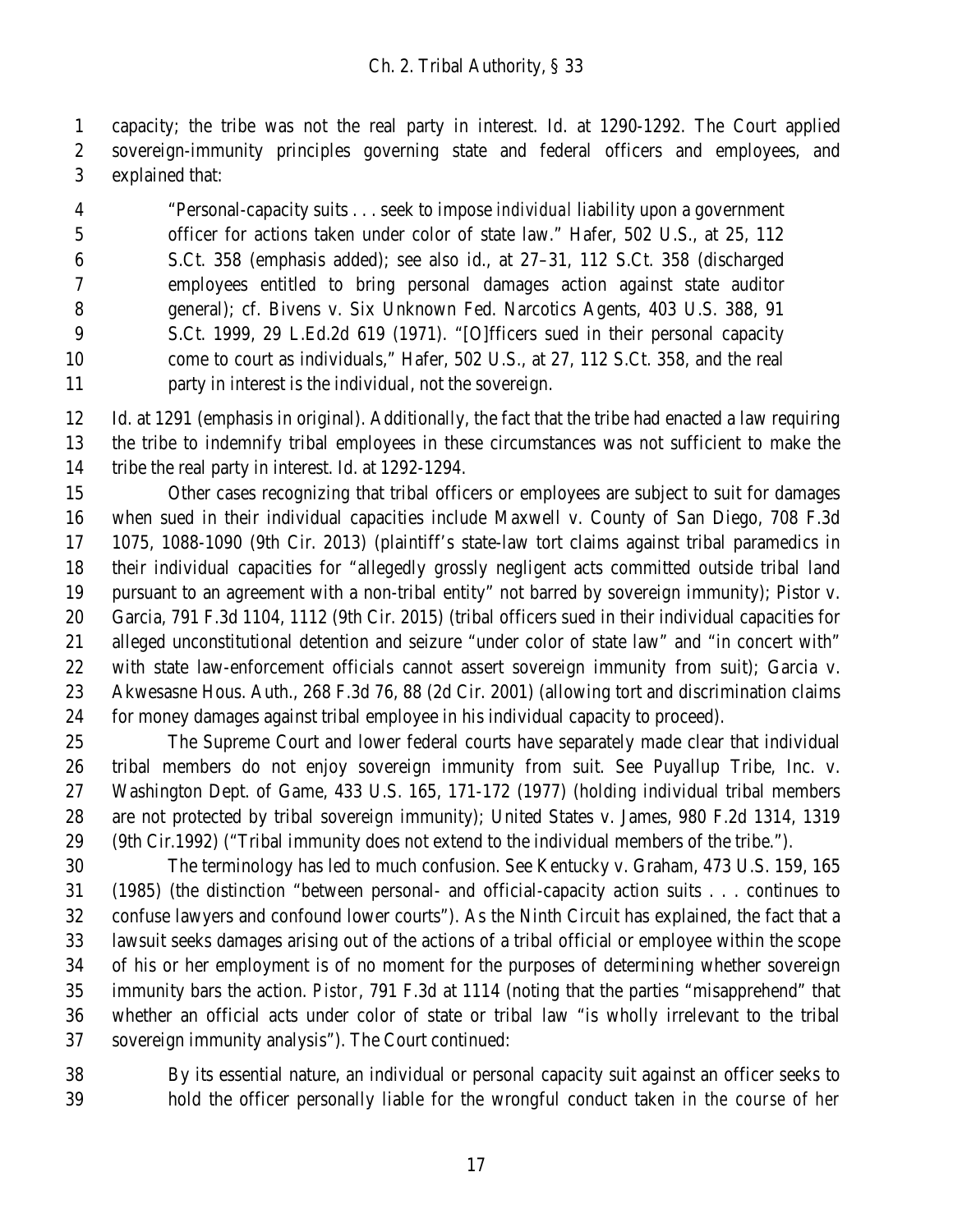capacity; the tribe was not the real party in interest. Id. at 1290-1292. The Court applied sovereign-immunity principles governing state and federal officers and employees, and explained that:

> "Personal-capacity suits . . . seek to impose *individual* liability upon a government officer for actions taken under color of state law." Hafer, 502 U.S., at 25, 112 S.Ct. 358 (emphasis added); see also id., at 27–31, 112 S.Ct. 358 (discharged employees entitled to bring personal damages action against state auditor general); cf. Bivens v. Six Unknown Fed. Narcotics Agents, 403 U.S. 388, 91 S.Ct. 1999, 29 L.Ed.2d 619 (1971). "[O]fficers sued in their personal capacity come to court as individuals," Hafer, 502 U.S., at 27, 112 S.Ct. 358, and the real party in interest is the individual, not the sovereign.

Id. at 1291 (emphasis in original). Additionally, the fact that the tribe had enacted a law requiring the tribe to indemnify tribal employees in these circumstances was not sufficient to make the tribe the real party in interest. Id. at 1292-1294.

Other cases recognizing that tribal officers or employees are subject to suit for damages when sued in their individual capacities include Maxwell v. County of San Diego, 708 F.3d 1075, 1088-1090 (9th Cir. 2013) (plaintiff's state-law tort claims against tribal paramedics in their individual capacities for "allegedly grossly negligent acts committed outside tribal land pursuant to an agreement with a non-tribal entity" not barred by sovereign immunity); Pistor v. Garcia, 791 F.3d 1104, 1112 (9th Cir. 2015) (tribal officers sued in their individual capacities for alleged unconstitutional detention and seizure "under color of state law" and "in concert with" with state law-enforcement officials cannot assert sovereign immunity from suit); Garcia v. Akwesasne Hous. Auth., 268 F.3d 76, 88 (2d Cir. 2001) (allowing tort and discrimination claims for money damages against tribal employee in his individual capacity to proceed).

The Supreme Court and lower federal courts have separately made clear that individual tribal members do not enjoy sovereign immunity from suit. See Puyallup Tribe, Inc. v. Washington Dept. of Game, 433 U.S. 165, 171-172 (1977) (holding individual tribal members are not protected by tribal sovereign immunity); United States v. James, 980 F.2d 1314, 1319 (9th Cir.1992) ("Tribal immunity does not extend to the individual members of the tribe.").

The terminology has led to much confusion. See Kentucky v. Graham, 473 U.S. 159, 165 (1985) (the distinction "between personal- and official-capacity action suits . . . continues to confuse lawyers and confound lower courts"). As the Ninth Circuit has explained, the fact that a lawsuit seeks damages arising out of the actions of a tribal official or employee within the scope of his or her employment is of no moment for the purposes of determining whether sovereign immunity bars the action. *Pistor*, 791 F.3d at 1114 (noting that the parties "misapprehend" that whether an official acts under color of state or tribal law "is wholly irrelevant to the tribal sovereign immunity analysis"). The Court continued:

> By its essential nature, an individual or personal capacity suit against an officer seeks to hold the officer personally liable for the wrongful conduct taken *in the course of her*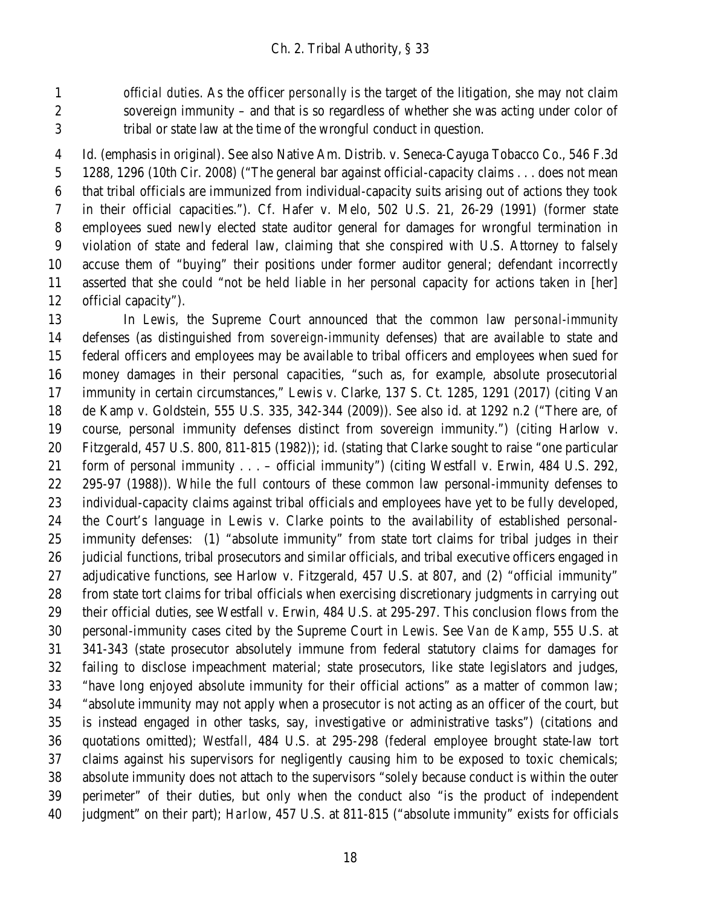> *official duties*. As the officer *personally* is the target of the litigation, she may not claim sovereign immunity – and that is so regardless of whether she was acting under color of tribal or state law at the time of the wrongful conduct in question.

Id. (emphasis in original). See also Native Am. Distrib. v. Seneca-Cayuga Tobacco Co., 546 F.3d 1288, 1296 (10th Cir. 2008) ("The general bar against official-capacity claims . . . does not mean that tribal officials are immunized from individual-capacity suits arising out of actions they took in their official capacities."). Cf. Hafer v. Melo, 502 U.S. 21, 26-29 (1991) (former state employees sued newly elected state auditor general for damages for wrongful termination in violation of state and federal law, claiming that she conspired with U.S. Attorney to falsely accuse them of "buying" their positions under former auditor general; defendant incorrectly asserted that she could "not be held liable in her personal capacity for actions taken in [her] official capacity").

In *Lewis*, the Supreme Court announced that the common law *personal-immunity* defenses (as distinguished from *sovereign-immunity* defenses) that are available to state and federal officers and employees may be available to tribal officers and employees when sued for money damages in their personal capacities, "such as, for example, absolute prosecutorial immunity in certain circumstances," Lewis v. Clarke, 137 S. Ct. 1285, 1291 (2017) (citing Van de Kamp v. Goldstein, 555 U.S. 335, 342-344 (2009)). See also id. at 1292 n.2 ("There are, of course, personal immunity defenses distinct from sovereign immunity.") (citing Harlow v. Fitzgerald, 457 U.S. 800, 811-815 (1982)); id. (stating that Clarke sought to raise "one particular form of personal immunity . . . – official immunity") (citing Westfall v. Erwin, 484 U.S. 292, 295-97 (1988)). While the full contours of these common law personal-immunity defenses to individual-capacity claims against tribal officials and employees have yet to be fully developed, the Court's language in Lewis v. Clarke points to the availability of established personal-immunity defenses: (1) "absolute immunity" from state tort claims for tribal judges in their judicial functions, tribal prosecutors and similar officials, and tribal executive officers engaged in adjudicative functions, see Harlow v. Fitzgerald, 457 U.S. at 807, and (2) "official immunity" from state tort claims for tribal officials when exercising discretionary judgments in carrying out their official duties, see Westfall v. Erwin, 484 U.S. at 295-297. This conclusion flows from the personal-immunity cases cited by the Supreme Court in *Lewis*. See *Van de Kamp*, 555 U.S. at 341-343 (state prosecutor absolutely immune from federal statutory claims for damages for failing to disclose impeachment material; state prosecutors, like state legislators and judges, "have long enjoyed absolute immunity for their official actions" as a matter of common law; "absolute immunity may not apply when a prosecutor is not acting as an officer of the court, but is instead engaged in other tasks, say, investigative or administrative tasks") (citations and quotations omitted); *Westfall*, 484 U.S. at 295-298 (federal employee brought state-law tort claims against his supervisors for negligently causing him to be exposed to toxic chemicals; absolute immunity does not attach to the supervisors "solely because conduct is within the outer perimeter" of their duties, but only when the conduct also "is the product of independent judgment" on their part); *Harlow*, 457 U.S. at 811-815 ("absolute immunity" exists for officials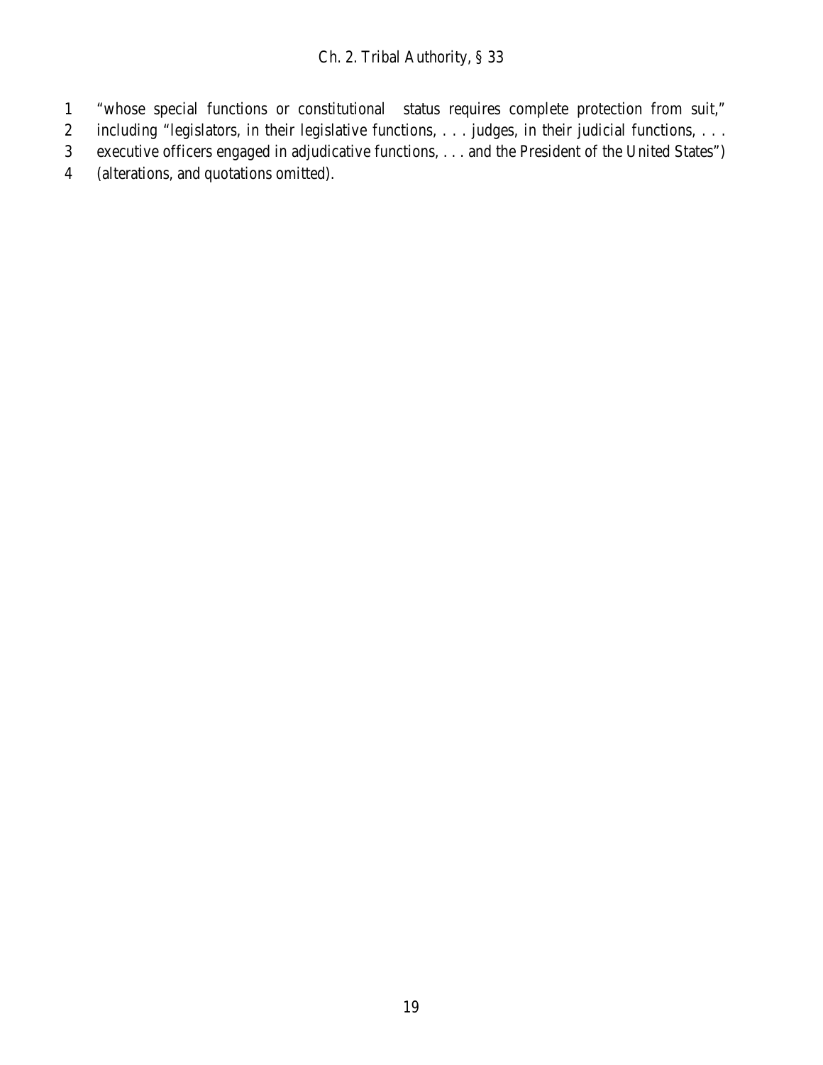"whose special functions or constitutional status requires complete protection from suit," including "legislators, in their legislative functions, . . . judges, in their judicial functions, . . . executive officers engaged in adjudicative functions, . . . and the President of the United States") (alterations, and quotations omitted).